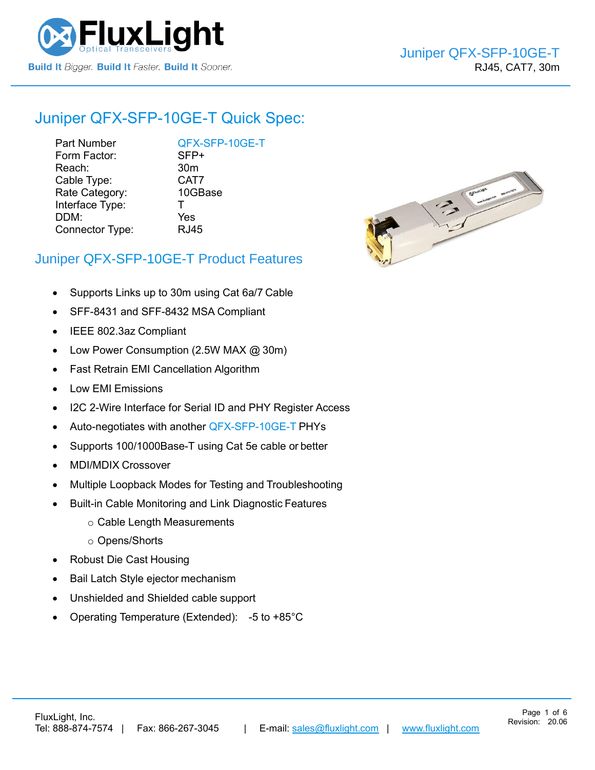# Juniper QFX-SFP-10GE-T

RJ45, CAT7, 30m

## Juniper QFX-SFP-10GE-T Quick Spec:

| | |
|---|---|
| Part Number | QFX-SFP-10GE-T |
| Form Factor: | SFP+ |
| Reach: | 30m |
| Cable Type: | CAT7 |
| Rate Category: | 10GBase |
| Interface Type: | T |
| DDM: | Yes |
| Connector Type: | RJ45 |

## Juniper QFX-SFP-10GE-T Product Features

- Supports Links up to 30m using Cat 6a/7 Cable
- SFF-8431 and SFF-8432 MSA Compliant
- IEEE 802.3az Compliant
- Low Power Consumption (2.5W MAX @ 30m)
- Fast Retrain EMI Cancellation Algorithm
- Low EMI Emissions
- I2C 2-Wire Interface for Serial ID and PHY Register Access
- Auto-negotiates with another QFX-SFP-10GE-T PHYs
- Supports 100/1000Base-T using Cat 5e cable or better
- MDI/MDIX Crossover
- Multiple Loopback Modes for Testing and Troubleshooting
- Built-in Cable Monitoring and Link Diagnostic Features
  - Cable Length Measurements
  - Opens/Shorts
- Robust Die Cast Housing
- Bail Latch Style ejector mechanism
- Unshielded and Shielded cable support
- Operating Temperature (Extended): -5 to +85°C

FluxLight, Inc.
Tel: 888-874-7574 | Fax: 866-267-3045 | E-mail: sales@fluxlight.com | www.fluxlight.com

Revision: 20.06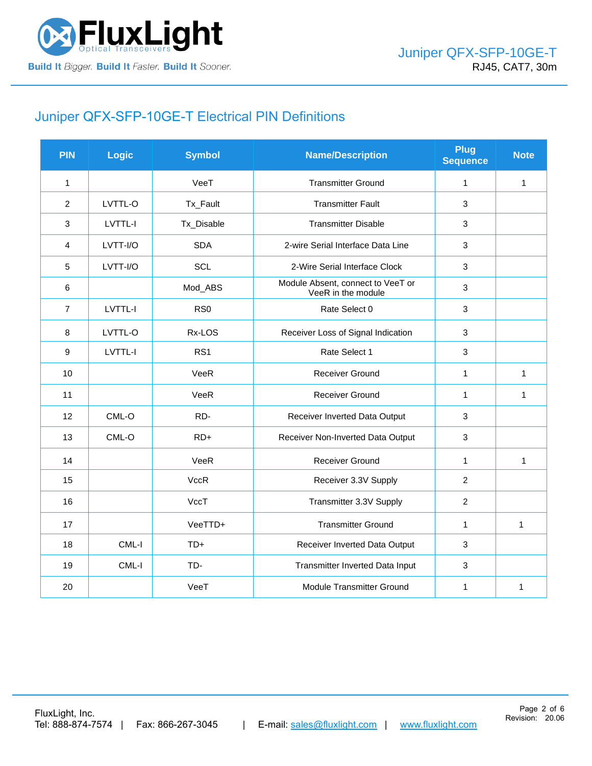## Juniper QFX-SFP-10GE-T Electrical PIN Definitions

| PIN | Logic | Symbol | Name/Description | Plug Sequence | Note |
|---|---|---|---|---|---|
| 1 | | VeeT | Transmitter Ground | 1 | 1 |
| 2 | LVTTL-O | Tx_Fault | Transmitter Fault | 3 | |
| 3 | LVTTL-I | Tx_Disable | Transmitter Disable | 3 | |
| 4 | LVTT-I/O | SDA | 2-wire Serial Interface Data Line | 3 | |
| 5 | LVTT-I/O | SCL | 2-Wire Serial Interface Clock | 3 | |
| 6 | | Mod_ABS | Module Absent, connect to VeeT or VeeR in the module | 3 | |
| 7 | LVTTL-I | RS0 | Rate Select 0 | 3 | |
| 8 | LVTTL-O | Rx-LOS | Receiver Loss of Signal Indication | 3 | |
| 9 | LVTTL-I | RS1 | Rate Select 1 | 3 | |
| 10 | | VeeR | Receiver Ground | 1 | 1 |
| 11 | | VeeR | Receiver Ground | 1 | 1 |
| 12 | CML-O | RD- | Receiver Inverted Data Output | 3 | |
| 13 | CML-O | RD+ | Receiver Non-Inverted Data Output | 3 | |
| 14 | | VeeR | Receiver Ground | 1 | 1 |
| 15 | | VccR | Receiver 3.3V Supply | 2 | |
| 16 | | VccT | Transmitter 3.3V Supply | 2 | |
| 17 | | VeeTTD+ | Transmitter Ground | 1 | 1 |
| 18 | CML-I | TD+ | Receiver Inverted Data Output | 3 | |
| 19 | CML-I | TD- | Transmitter Inverted Data Input | 3 | |
| 20 | | VeeT | Module Transmitter Ground | 1 | 1 |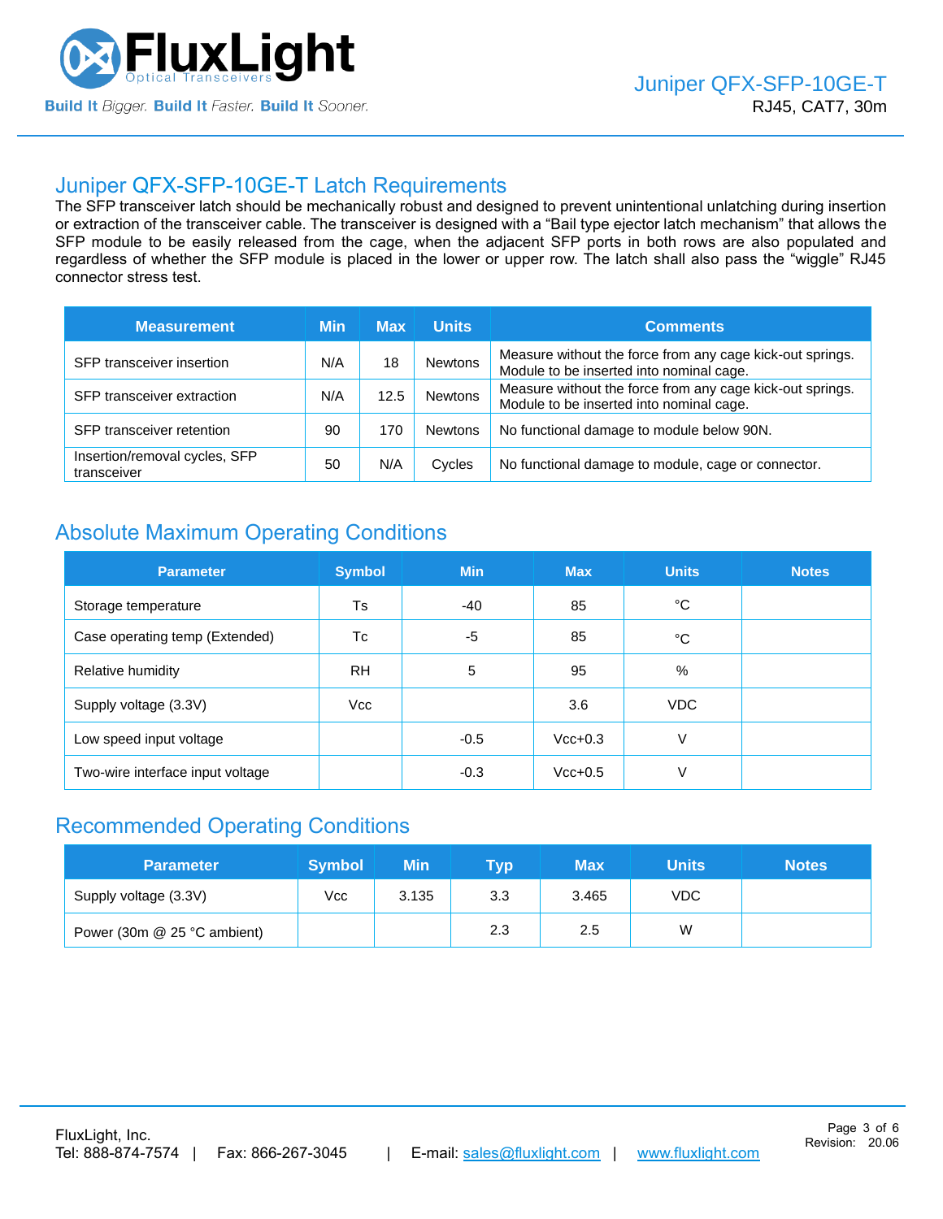## Juniper QFX-SFP-10GE-T Latch Requirements

The SFP transceiver latch should be mechanically robust and designed to prevent unintentional unlatching during insertion or extraction of the transceiver cable. The transceiver is designed with a “Bail type ejector latch mechanism” that allows the SFP module to be easily released from the cage, when the adjacent SFP ports in both rows are also populated and regardless of whether the SFP module is placed in the lower or upper row. The latch shall also pass the “wiggle” RJ45 connector stress test.

| Measurement | Min | Max | Units | Comments |
|---|---|---|---|---|
| SFP transceiver insertion | N/A | 18 | Newtons | Measure without the force from any cage kick-out springs. Module to be inserted into nominal cage. |
| SFP transceiver extraction | N/A | 12.5 | Newtons | Measure without the force from any cage kick-out springs. Module to be inserted into nominal cage. |
| SFP transceiver retention | 90 | 170 | Newtons | No functional damage to module below 90N. |
| Insertion/removal cycles, SFP transceiver | 50 | N/A | Cycles | No functional damage to module, cage or connector. |

## Absolute Maximum Operating Conditions

| Parameter | Symbol | Min | Max | Units | Notes |
|---|---|---|---|---|---|
| Storage temperature | Ts | -40 | 85 | °C | |
| Case operating temp (Extended) | Tc | -5 | 85 | °C | |
| Relative humidity | RH | 5 | 95 | % | |
| Supply voltage (3.3V) | Vcc | | 3.6 | VDC | |
| Low speed input voltage | | -0.5 | Vcc+0.3 | V | |
| Two-wire interface input voltage | | -0.3 | Vcc+0.5 | V | |

## Recommended Operating Conditions

| Parameter | Symbol | Min | Typ | Max | Units | Notes |
|---|---|---|---|---|---|---|
| Supply voltage (3.3V) | Vcc | 3.135 | 3.3 | 3.465 | VDC | |
| Power (30m @ 25 °C ambient) | | | 2.3 | 2.5 | W | |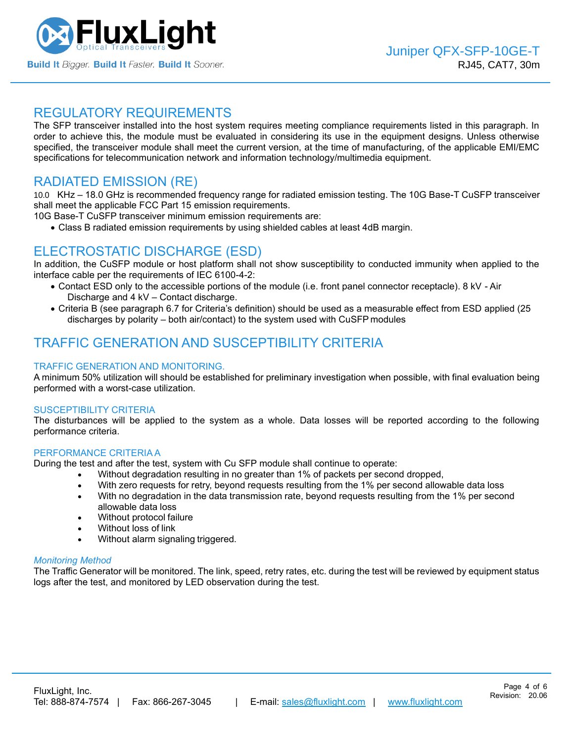## REGULATORY REQUIREMENTS

The SFP transceiver installed into the host system requires meeting compliance requirements listed in this paragraph. In order to achieve this, the module must be evaluated in considering its use in the equipment designs. Unless otherwise specified, the transceiver module shall meet the current version, at the time of manufacturing, of the applicable EMI/EMC specifications for telecommunication network and information technology/multimedia equipment.

## RADIATED EMISSION (RE)

10.0 KHz – 18.0 GHz is recommended frequency range for radiated emission testing. The 10G Base-T CuSFP transceiver shall meet the applicable FCC Part 15 emission requirements.
10G Base-T CuSFP transceiver minimum emission requirements are:

- Class B radiated emission requirements by using shielded cables at least 4dB margin.

## ELECTROSTATIC DISCHARGE (ESD)

In addition, the CuSFP module or host platform shall not show susceptibility to conducted immunity when applied to the interface cable per the requirements of IEC 6100-4-2:

- Contact ESD only to the accessible portions of the module (i.e. front panel connector receptacle). 8 kV - Air Discharge and 4 kV – Contact discharge.
- Criteria B (see paragraph 6.7 for Criteria's definition) should be used as a measurable effect from ESD applied (25 discharges by polarity – both air/contact) to the system used with CuSFP modules

## TRAFFIC GENERATION AND SUSCEPTIBILITY CRITERIA

### TRAFFIC GENERATION AND MONITORING.

A minimum 50% utilization will should be established for preliminary investigation when possible, with final evaluation being performed with a worst-case utilization.

### SUSCEPTIBILITY CRITERIA

The disturbances will be applied to the system as a whole. Data losses will be reported according to the following performance criteria.

### PERFORMANCE CRITERIA A

During the test and after the test, system with Cu SFP module shall continue to operate:

- Without degradation resulting in no greater than 1% of packets per second dropped,
- With zero requests for retry, beyond requests resulting from the 1% per second allowable data loss
- With no degradation in the data transmission rate, beyond requests resulting from the 1% per second allowable data loss
- Without protocol failure
- Without loss of link
- Without alarm signaling triggered.

*Monitoring Method*

The Traffic Generator will be monitored. The link, speed, retry rates, etc. during the test will be reviewed by equipment status logs after the test, and monitored by LED observation during the test.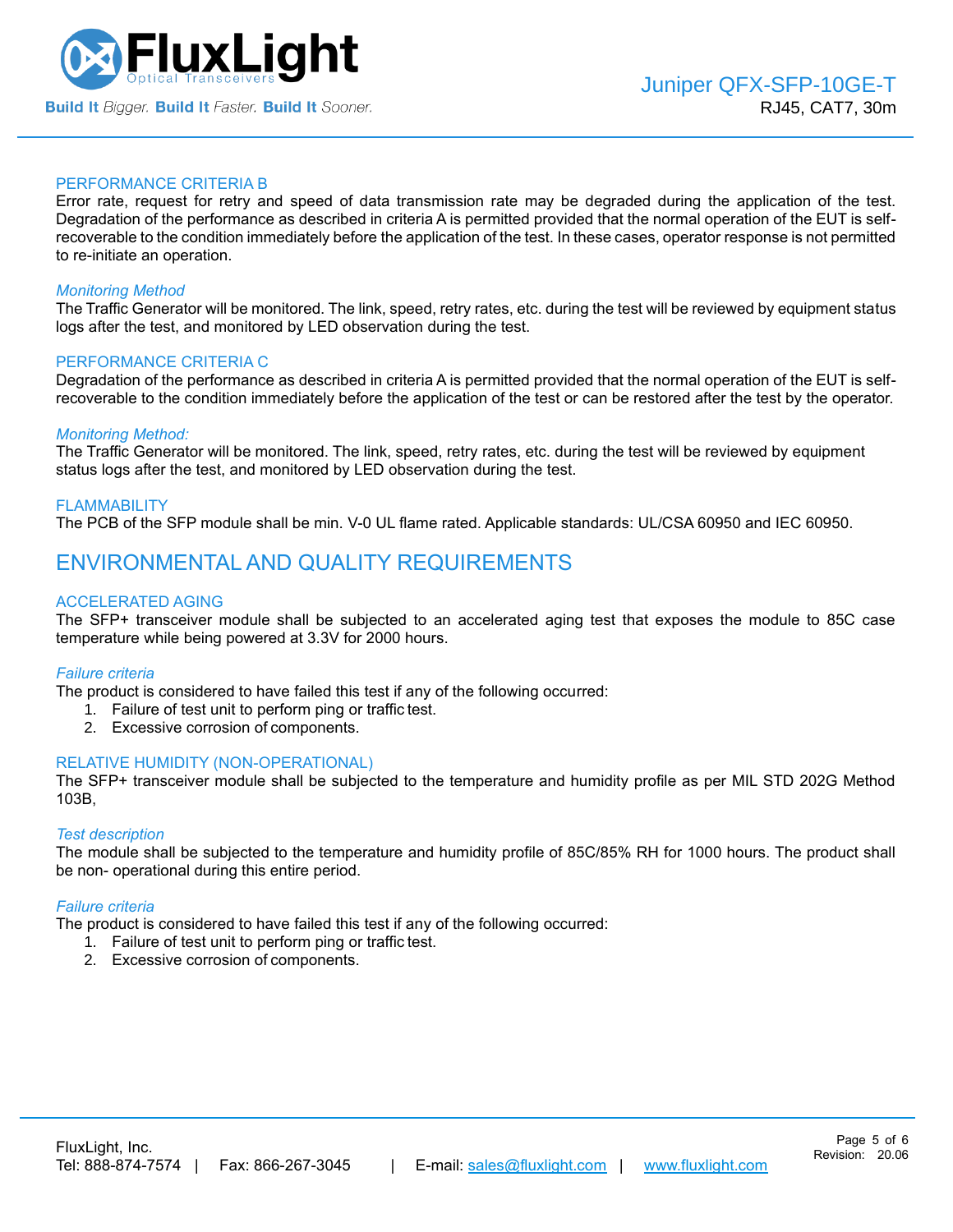### PERFORMANCE CRITERIA B

Error rate, request for retry and speed of data transmission rate may be degraded during the application of the test. Degradation of the performance as described in criteria A is permitted provided that the normal operation of the EUT is self-recoverable to the condition immediately before the application of the test. In these cases, operator response is not permitted to re-initiate an operation.

*Monitoring Method*

The Traffic Generator will be monitored. The link, speed, retry rates, etc. during the test will be reviewed by equipment status logs after the test, and monitored by LED observation during the test.

### PERFORMANCE CRITERIA C

Degradation of the performance as described in criteria A is permitted provided that the normal operation of the EUT is self-recoverable to the condition immediately before the application of the test or can be restored after the test by the operator.

*Monitoring Method:*

The Traffic Generator will be monitored. The link, speed, retry rates, etc. during the test will be reviewed by equipment status logs after the test, and monitored by LED observation during the test.

### FLAMMABILITY

The PCB of the SFP module shall be min. V-0 UL flame rated. Applicable standards: UL/CSA 60950 and IEC 60950.

## ENVIRONMENTAL AND QUALITY REQUIREMENTS

### ACCELERATED AGING

The SFP+ transceiver module shall be subjected to an accelerated aging test that exposes the module to 85C case temperature while being powered at 3.3V for 2000 hours.

*Failure criteria*

The product is considered to have failed this test if any of the following occurred:

1. Failure of test unit to perform ping or traffic test.
2. Excessive corrosion of components.

### RELATIVE HUMIDITY (NON-OPERATIONAL)

The SFP+ transceiver module shall be subjected to the temperature and humidity profile as per MIL STD 202G Method 103B,

*Test description*

The module shall be subjected to the temperature and humidity profile of 85C/85% RH for 1000 hours. The product shall be non- operational during this entire period.

*Failure criteria*

The product is considered to have failed this test if any of the following occurred:

1. Failure of test unit to perform ping or traffic test.
2. Excessive corrosion of components.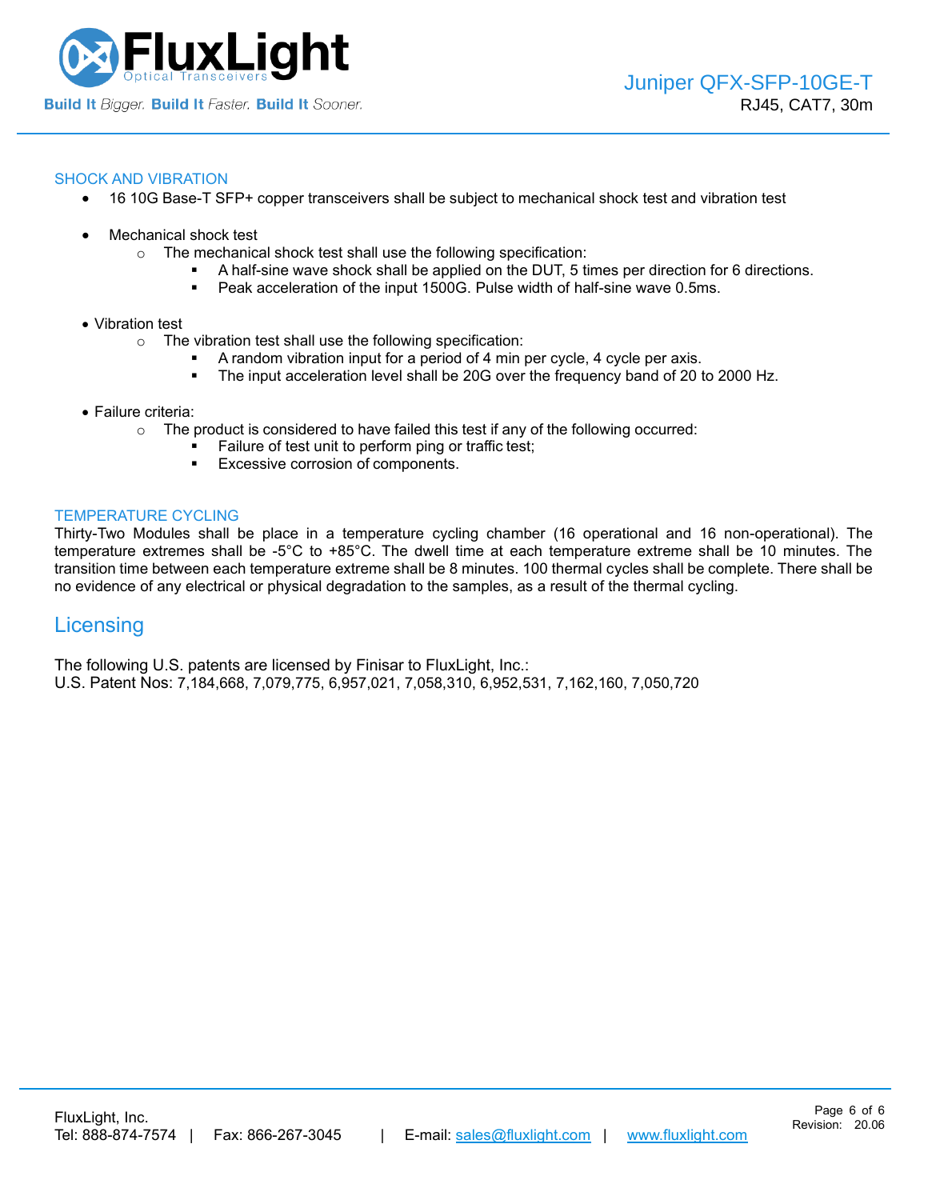### SHOCK AND VIBRATION

- 16 10G Base-T SFP+ copper transceivers shall be subject to mechanical shock test and vibration test

- Mechanical shock test
  - The mechanical shock test shall use the following specification:
    - A half-sine wave shock shall be applied on the DUT, 5 times per direction for 6 directions.
    - Peak acceleration of the input 1500G. Pulse width of half-sine wave 0.5ms.

- Vibration test
  - The vibration test shall use the following specification:
    - A random vibration input for a period of 4 min per cycle, 4 cycle per axis.
    - The input acceleration level shall be 20G over the frequency band of 20 to 2000 Hz.

- Failure criteria:
  - The product is considered to have failed this test if any of the following occurred:
    - Failure of test unit to perform ping or traffic test;
    - Excessive corrosion of components.

### TEMPERATURE CYCLING

Thirty-Two Modules shall be place in a temperature cycling chamber (16 operational and 16 non-operational). The temperature extremes shall be -5°C to +85°C. The dwell time at each temperature extreme shall be 10 minutes. The transition time between each temperature extreme shall be 8 minutes. 100 thermal cycles shall be complete. There shall be no evidence of any electrical or physical degradation to the samples, as a result of the thermal cycling.

## Licensing

The following U.S. patents are licensed by Finisar to FluxLight, Inc.:
U.S. Patent Nos: 7,184,668, 7,079,775, 6,957,021, 7,058,310, 6,952,531, 7,162,160, 7,050,720